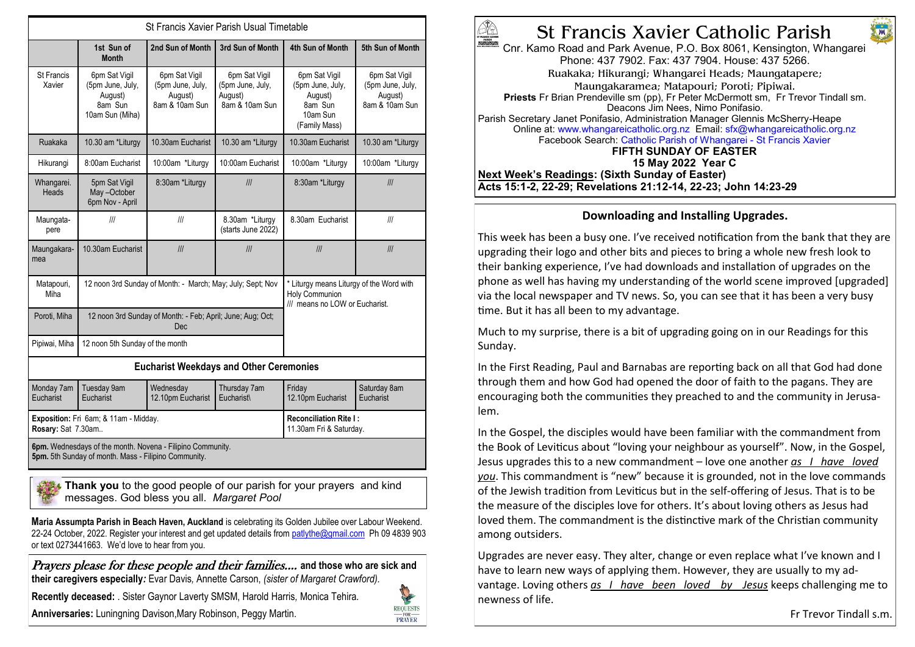| St Francis Xavier Parish Usual Timetable | | | | | |
|---|---|---|---|---|---|
| | 1st Sun of Month | 2nd Sun of Month | 3rd Sun of Month | 4th Sun of Month | 5th Sun of Month |
| St Francis Xavier | 6pm Sat Vigil (5pm June, July, August) 8am Sun 10am Sun (Miha) | 6pm Sat Vigil (5pm June, July, August) 8am & 10am Sun | 6pm Sat Vigil (5pm June, July, August) 8am & 10am Sun | 6pm Sat Vigil (5pm June, July, August) 8am Sun 10am Sun (Family Mass) | 6pm Sat Vigil (5pm June, July, August) 8am & 10am Sun |
| Ruakaka | 10.30 am *Liturgy | 10.30am Eucharist | 10.30 am *Liturgy | 10.30am Eucharist | 10.30 am *Liturgy |
| Hikurangi | 8:00am Eucharist | 10:00am *Liturgy | 10:00am Eucharist | 10:00am *Liturgy | 10:00am *Liturgy |
| Whangarei. Heads | 5pm Sat Vigil May –October 6pm Nov - April | 8:30am *Liturgy | /// | 8:30am *Liturgy | /// |
| Maungatapere | /// | /// | 8.30am *Liturgy (starts June 2022) | 8.30am Eucharist | /// |
| Maungakaramea | 10.30am Eucharist | /// | /// | /// | /// |
| Matapouri, Miha | 12 noon 3rd Sunday of Month: - March; May; July; Sept; Nov | | | * Liturgy means Liturgy of the Word with Holy Communion /// means no LOW or Eucharist. | |
| Poroti, Miha | 12 noon 3rd Sunday of Month: - Feb; April; June; Aug; Oct; Dec | | | | |
| Pipiwai, Miha | 12 noon 5th Sunday of the month | | | | |

**Eucharist Weekdays and Other Ceremonies**

| Monday 7am Eucharist | Tuesday 9am Eucharist | Wednesday 12.10pm Eucharist | Thursday 7am Eucharist\ | Friday 12.10pm Eucharist | Saturday 8am Eucharist |
|---|---|---|---|---|---|
| **Exposition:** Fri 6am; & 11am - Midday. **Rosary:** Sat 7.30am.. | | | | **Reconciliation Rite I :** 11.30am Fri & Saturday. | |

**6pm.** Wednesdays of the month. Novena - Filipino Community.
**5pm.** 5th Sunday of month. Mass - Filipino Community.

**Thank you** to the good people of our parish for your prayers and kind messages. God bless you all. *Margaret Pool*

**Maria Assumpta Parish in Beach Haven, Auckland** is celebrating its Golden Jubilee over Labour Weekend. 22-24 October, 2022. Register your interest and get updated details from patlythe@gmail.com Ph 09 4839 903 or text 0273441663. We'd love to hear from you.

*Prayers please for these people and their families....* **and those who are sick and their caregivers especially***:* Evar Davis*,* Annette Carson, *(sister of Margaret Crawford).*

**Recently deceased:** . Sister Gaynor Laverty SMSM, Harold Harris, Monica Tehira.

**Anniversaries:** Luningning Davison,Mary Robinson, Peggy Martin.

# St Francis Xavier Catholic Parish

Cnr. Kamo Road and Park Avenue, P.O. Box 8061, Kensington, Whangarei
Phone: 437 7902. Fax: 437 7904. House: 437 5266.
Ruakaka; Hikurangi; Whangarei Heads; Maungatapere; Maungakaramea; Matapouri; Poroti; Pipiwai.
**Priests** Fr Brian Prendeville sm (pp), Fr Peter McDermott sm, Fr Trevor Tindall sm.
Deacons Jim Nees, Nimo Ponifasio.
Parish Secretary Janet Ponifasio, Administration Manager Glennis McSherry-Heape
Online at: www.whangareicatholic.org.nz Email: sfx@whangareicatholic.org.nz
Facebook Search: Catholic Parish of Whangarei - St Francis Xavier

**FIFTH SUNDAY OF EASTER**
**15 May 2022 Year C**

**Next Week's Readings: (Sixth Sunday of Easter)**
**Acts 15:1-2, 22-29; Revelations 21:12-14, 22-23; John 14:23-29**

## Downloading and Installing Upgrades.

This week has been a busy one. I've received notification from the bank that they are upgrading their logo and other bits and pieces to bring a whole new fresh look to their banking experience, I've had downloads and installation of upgrades on the phone as well has having my understanding of the world scene improved [upgraded] via the local newspaper and TV news. So, you can see that it has been a very busy time. But it has all been to my advantage.

Much to my surprise, there is a bit of upgrading going on in our Readings for this Sunday.

In the First Reading, Paul and Barnabas are reporting back on all that God had done through them and how God had opened the door of faith to the pagans. They are encouraging both the communities they preached to and the community in Jerusalem.

In the Gospel, the disciples would have been familiar with the commandment from the Book of Leviticus about "loving your neighbour as yourself". Now, in the Gospel, Jesus upgrades this to a new commandment – love one another *as I have loved you*. This commandment is "new" because it is grounded, not in the love commands of the Jewish tradition from Leviticus but in the self-offering of Jesus. That is to be the measure of the disciples love for others. It's about loving others as Jesus had loved them. The commandment is the distinctive mark of the Christian community among outsiders.

Upgrades are never easy. They alter, change or even replace what I've known and I have to learn new ways of applying them. However, they are usually to my advantage. Loving others *as I have been loved by Jesus* keeps challenging me to newness of life.

Fr Trevor Tindall s.m.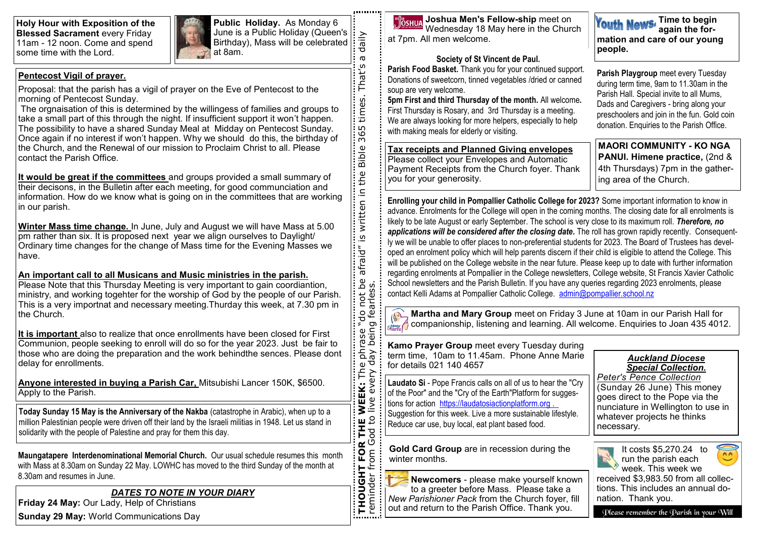**Holy Hour with Exposition of the Blessed Sacrament** every Friday 11am - 12 noon. Come and spend some time with the Lord.

**Public Holiday.** As Monday 6 June is a Public Holiday (Queen's Birthday), Mass will be celebrated at 8am.

**Pentecost Vigil of prayer.**

Proposal: that the parish has a vigil of prayer on the Eve of Pentecost to the morning of Pentecost Sunday.

The orgnaisation of this is determined by the willingess of families and groups to take a small part of this through the night. If insufficient support it won't happen. The possibility to have a shared Sunday Meal at Midday on Pentecost Sunday. Once again if no interest if won't happen. Why we should do this, the birthday of the Church, and the Renewal of our mission to Proclaim Christ to all. Please contact the Parish Office.

**It would be great if the committees** and groups provided a small summary of their decisons, in the Bulletin after each meeting, for good communciation and information. How do we know what is going on in the committees that are working in our parish.

**Winter Mass time change.** In June, July and August we will have Mass at 5.00 pm rather than six. It is proposed next year we align ourselves to Daylight/ Ordinary time changes for the change of Mass time for the Evening Masses we have.

**An important call to all Musicans and Music ministries in the parish.**
Please Note that this Thursday Meeting is very important to gain coordiantion, ministry, and working togehter for the worship of God by the people of our Parish. This is a very importnat and necessary meeting.Thurday this week, at 7.30 pm in the Church.

**It is important** also to realize that once enrollments have been closed for First Communion, people seeking to enroll will do so for the year 2023. Just be fair to those who are doing the preparation and the work behindthe sences. Please dont delay for enrollments.

**Anyone interested in buying a Parish Car,** Mitsubishi Lancer 150K, $6500. Apply to the Parish.

**Today Sunday 15 May is the Anniversary of the Nakba** (catastrophe in Arabic), when up to a million Palestinian people were driven off their land by the Israeli militias in 1948. Let us stand in solidarity with the people of Palestine and pray for them this day.

**Maungatapere Interdenominational Memorial Church.** Our usual schedule resumes this month with Mass at 8.30am on Sunday 22 May. LOWHC has moved to the third Sunday of the month at 8.30am and resumes in June.

***DATES TO NOTE IN YOUR DIARY***

**Friday 24 May:** Our Lady, Help of Christians

**Sunday 29 May:** World Communications Day

**THOUGHT FOR THE WEEK:** The phrase "do not be afraid" is written in the Bible 365 times. That's a daily reminder from God to live every day being fearless.

**Joshua Men's Fellow-ship** meet on Wednesday 18 May here in the Church at 7pm. All men welcome.

**Society of St Vincent de Paul.**

**Parish Food Basket.** Thank you for your continued support. Donations of sweetcorn, tinned vegetables /dried or canned soup are very welcome.

**5pm First and third Thursday of the month.** All welcome. First Thursday is Rosary, and 3rd Thursday is a meeting. We are always looking for more helpers, especially to help with making meals for elderly or visiting.

**Tax receipts and Planned Giving envelopes**
Please collect your Envelopes and Automatic Payment Receipts from the Church foyer. Thank you for your generosity.

**Youth News: Time to begin again the formation and care of our young people.**

**Parish Playgroup** meet every Tuesday during term time, 9am to 11.30am in the Parish Hall. Special invite to all Mums, Dads and Caregivers - bring along your preschoolers and join in the fun. Gold coin donation. Enquiries to the Parish Office.

**MAORI COMMUNITY - KO NGA PANUI. Himene practice,** (2nd & 4th Thursdays) 7pm in the gathering area of the Church.

**Enrolling your child in Pompallier Catholic College for 2023?** Some important information to know in advance. Enrolments for the College will open in the coming months. The closing date for all enrolments is likely to be late August or early September. The school is very close to its maximum roll. ***Therefore, no applications will be considered after the closing date.*** The roll has grown rapidly recently. Consequently we will be unable to offer places to non-preferential students for 2023. The Board of Trustees has developed an enrolment policy which will help parents discern if their child is eligible to attend the College. This will be published on the College website in the near future. Please keep up to date with further information regarding enrolments at Pompallier in the College newsletters, College website, St Francis Xavier Catholic School newsletters and the Parish Bulletin. If you have any queries regarding 2023 enrolments, please contact Kelli Adams at Pompallier Catholic College. admin@pompallier.school.nz

**Martha and Mary Group** meet on Friday 3 June at 10am in our Parish Hall for companionship, listening and learning. All welcome. Enquiries to Joan 435 4012.

**Kamo Prayer Group** meet every Tuesday during term time, 10am to 11.45am. Phone Anne Marie for details 021 140 4657

**Laudato Si** - Pope Francis calls on all of us to hear the "Cry of the Poor" and the "Cry of the Earth"Platform for suggestions for action https://laudatosiactionplatform.org . Suggestion for this week. Live a more sustainable lifestyle. Reduce car use, buy local, eat plant based food.

***Auckland Diocese Special Collection.***
*Peter's Pence Collection*
(Sunday 26 June) This money goes direct to the Pope via the nunciature in Wellington to use in whatever projects he thinks necessary.

**Gold Card Group** are in recession during the winter months.

**Newcomers** - please make yourself known to a greeter before Mass. Please take a *New Parishioner Pack* from the Church foyer, fill out and return to the Parish Office. Thank you.

It costs $5,270.24 to run the parish each week. This week we received $3,983.50 from all collections. This includes an annual donation. Thank you.

Please remember the Parish in your Will